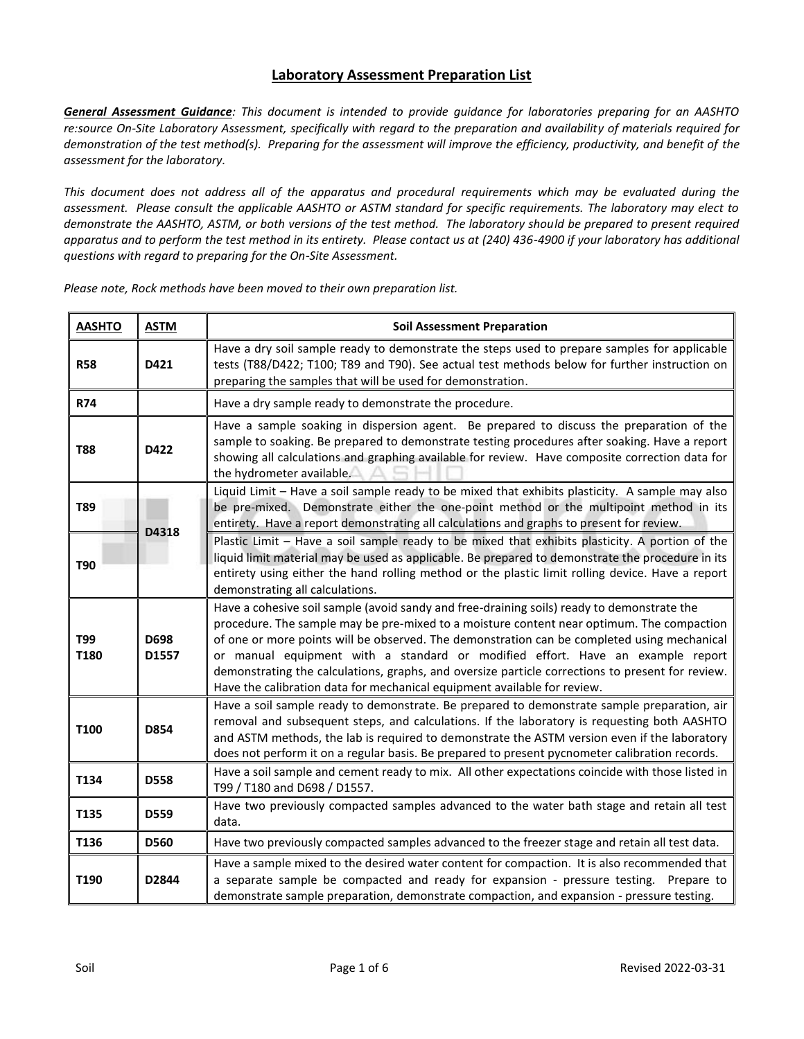# Laboratory Assessment Preparation List

***General Assessment Guidance**: This document is intended to provide guidance for laboratories preparing for an AASHTO re:source On-Site Laboratory Assessment, specifically with regard to the preparation and availability of materials required for demonstration of the test method(s). Preparing for the assessment will improve the efficiency, productivity, and benefit of the assessment for the laboratory.*

*This document does not address all of the apparatus and procedural requirements which may be evaluated during the assessment. Please consult the applicable AASHTO or ASTM standard for specific requirements. The laboratory may elect to demonstrate the AASHTO, ASTM, or both versions of the test method. The laboratory should be prepared to present required apparatus and to perform the test method in its entirety. Please contact us at (240) 436-4900 if your laboratory has additional questions with regard to preparing for the On-Site Assessment.*

*Please note, Rock methods have been moved to their own preparation list.*

| AASHTO | ASTM | Soil Assessment Preparation |
|---|---|---|
| **R58** | **D421** | Have a dry soil sample ready to demonstrate the steps used to prepare samples for applicable tests (T88/D422; T100; T89 and T90). See actual test methods below for further instruction on preparing the samples that will be used for demonstration. |
| **R74** | | Have a dry sample ready to demonstrate the procedure. |
| **T88** | **D422** | Have a sample soaking in dispersion agent. Be prepared to discuss the preparation of the sample to soaking. Be prepared to demonstrate testing procedures after soaking. Have a report showing all calculations and graphing available for review. Have composite correction data for the hydrometer available. |
| **T89** | **D4318** | Liquid Limit – Have a soil sample ready to be mixed that exhibits plasticity. A sample may also be pre-mixed. Demonstrate either the one-point method or the multipoint method in its entirety. Have a report demonstrating all calculations and graphs to present for review. |
| **T90** | **D4318** | Plastic Limit – Have a soil sample ready to be mixed that exhibits plasticity. A portion of the liquid limit material may be used as applicable. Be prepared to demonstrate the procedure in its entirety using either the hand rolling method or the plastic limit rolling device. Have a report demonstrating all calculations. |
| **T99** **T180** | **D698** **D1557** | Have a cohesive soil sample (avoid sandy and free-draining soils) ready to demonstrate the procedure. The sample may be pre-mixed to a moisture content near optimum. The compaction of one or more points will be observed. The demonstration can be completed using mechanical or manual equipment with a standard or modified effort. Have an example report demonstrating the calculations, graphs, and oversize particle corrections to present for review. Have the calibration data for mechanical equipment available for review. |
| **T100** | **D854** | Have a soil sample ready to demonstrate. Be prepared to demonstrate sample preparation, air removal and subsequent steps, and calculations. If the laboratory is requesting both AASHTO and ASTM methods, the lab is required to demonstrate the ASTM version even if the laboratory does not perform it on a regular basis. Be prepared to present pycnometer calibration records. |
| **T134** | **D558** | Have a soil sample and cement ready to mix. All other expectations coincide with those listed in T99 / T180 and D698 / D1557. |
| **T135** | **D559** | Have two previously compacted samples advanced to the water bath stage and retain all test data. |
| **T136** | **D560** | Have two previously compacted samples advanced to the freezer stage and retain all test data. |
| **T190** | **D2844** | Have a sample mixed to the desired water content for compaction. It is also recommended that a separate sample be compacted and ready for expansion - pressure testing. Prepare to demonstrate sample preparation, demonstrate compaction, and expansion - pressure testing. |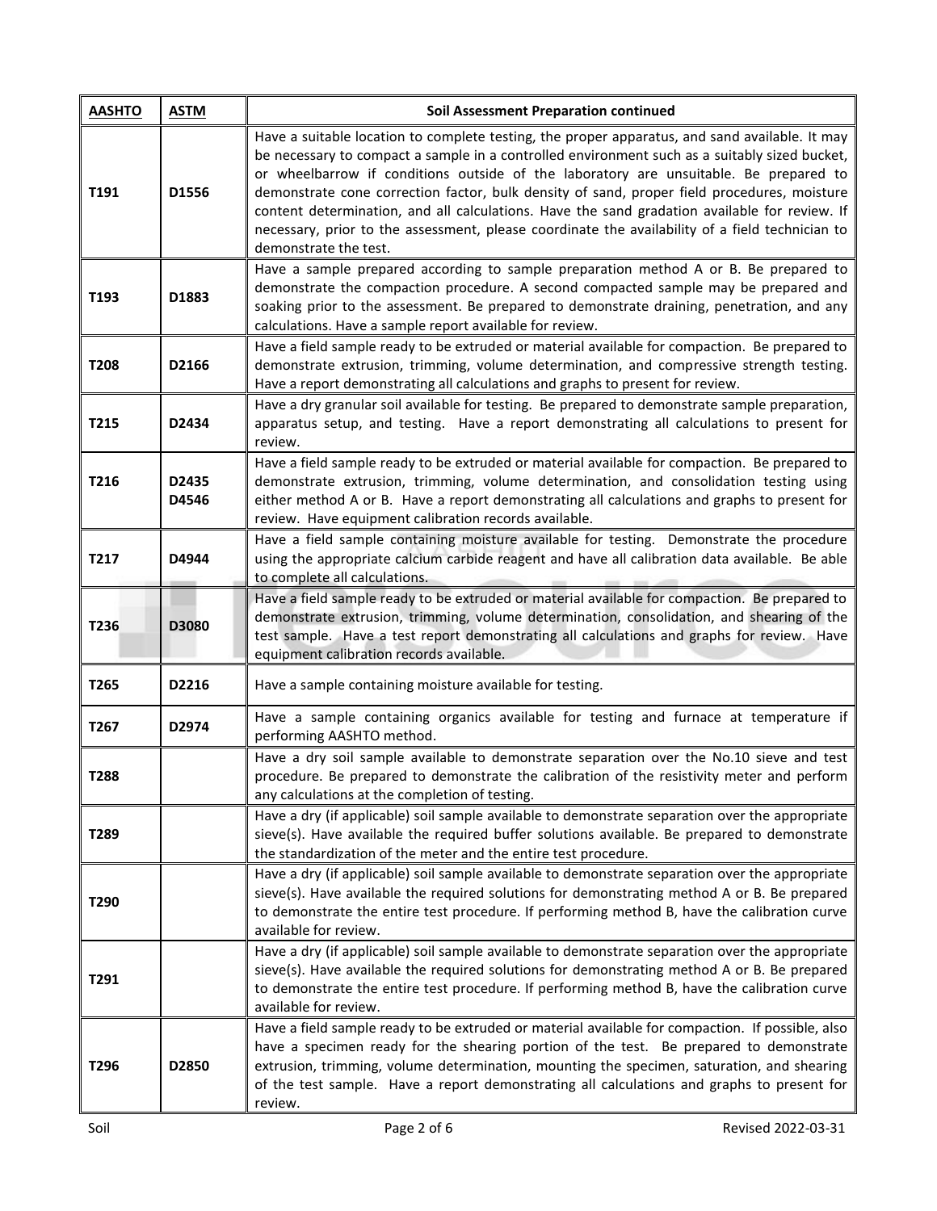| **AASHTO** | **ASTM** | **Soil Assessment Preparation continued** |
|---|---|---|
| **T191** | **D1556** | Have a suitable location to complete testing, the proper apparatus, and sand available. It may be necessary to compact a sample in a controlled environment such as a suitably sized bucket, or wheelbarrow if conditions outside of the laboratory are unsuitable. Be prepared to demonstrate cone correction factor, bulk density of sand, proper field procedures, moisture content determination, and all calculations. Have the sand gradation available for review. If necessary, prior to the assessment, please coordinate the availability of a field technician to demonstrate the test. |
| **T193** | **D1883** | Have a sample prepared according to sample preparation method A or B. Be prepared to demonstrate the compaction procedure. A second compacted sample may be prepared and soaking prior to the assessment. Be prepared to demonstrate draining, penetration, and any calculations. Have a sample report available for review. |
| **T208** | **D2166** | Have a field sample ready to be extruded or material available for compaction. Be prepared to demonstrate extrusion, trimming, volume determination, and compressive strength testing. Have a report demonstrating all calculations and graphs to present for review. |
| **T215** | **D2434** | Have a dry granular soil available for testing. Be prepared to demonstrate sample preparation, apparatus setup, and testing. Have a report demonstrating all calculations to present for review. |
| **T216** | **D2435 D4546** | Have a field sample ready to be extruded or material available for compaction. Be prepared to demonstrate extrusion, trimming, volume determination, and consolidation testing using either method A or B. Have a report demonstrating all calculations and graphs to present for review. Have equipment calibration records available. |
| **T217** | **D4944** | Have a field sample containing moisture available for testing. Demonstrate the procedure using the appropriate calcium carbide reagent and have all calibration data available. Be able to complete all calculations. |
| **T236** | **D3080** | Have a field sample ready to be extruded or material available for compaction. Be prepared to demonstrate extrusion, trimming, volume determination, consolidation, and shearing of the test sample. Have a test report demonstrating all calculations and graphs for review. Have equipment calibration records available. |
| **T265** | **D2216** | Have a sample containing moisture available for testing. |
| **T267** | **D2974** | Have a sample containing organics available for testing and furnace at temperature if performing AASHTO method. |
| **T288** | | Have a dry soil sample available to demonstrate separation over the No.10 sieve and test procedure. Be prepared to demonstrate the calibration of the resistivity meter and perform any calculations at the completion of testing. |
| **T289** | | Have a dry (if applicable) soil sample available to demonstrate separation over the appropriate sieve(s). Have available the required buffer solutions available. Be prepared to demonstrate the standardization of the meter and the entire test procedure. |
| **T290** | | Have a dry (if applicable) soil sample available to demonstrate separation over the appropriate sieve(s). Have available the required solutions for demonstrating method A or B. Be prepared to demonstrate the entire test procedure. If performing method B, have the calibration curve available for review. |
| **T291** | | Have a dry (if applicable) soil sample available to demonstrate separation over the appropriate sieve(s). Have available the required solutions for demonstrating method A or B. Be prepared to demonstrate the entire test procedure. If performing method B, have the calibration curve available for review. |
| **T296** | **D2850** | Have a field sample ready to be extruded or material available for compaction. If possible, also have a specimen ready for the shearing portion of the test. Be prepared to demonstrate extrusion, trimming, volume determination, mounting the specimen, saturation, and shearing of the test sample. Have a report demonstrating all calculations and graphs to present for review. |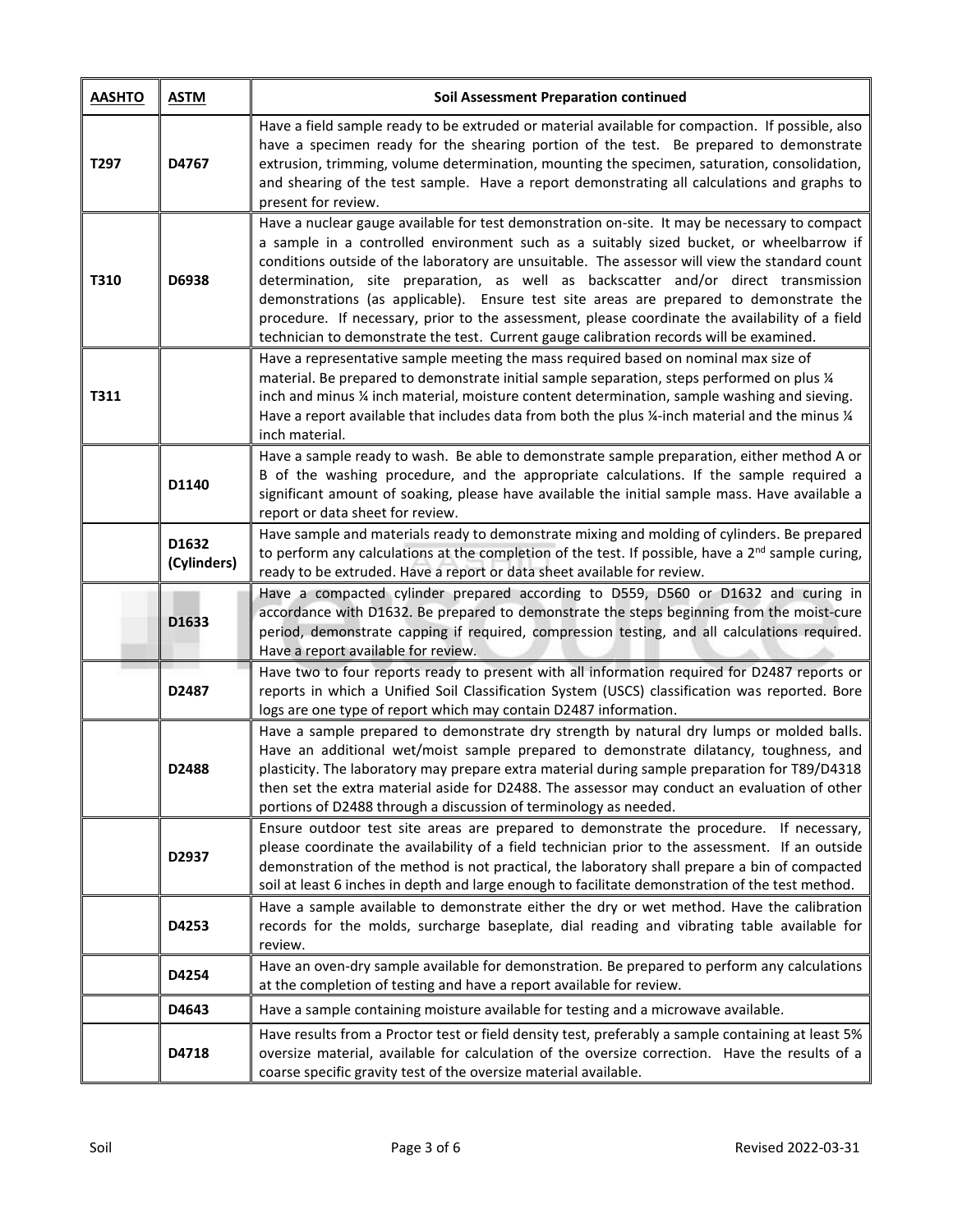| AASHTO | ASTM | Soil Assessment Preparation continued |
|---|---|---|
| T297 | D4767 | Have a field sample ready to be extruded or material available for compaction. If possible, also have a specimen ready for the shearing portion of the test. Be prepared to demonstrate extrusion, trimming, volume determination, mounting the specimen, saturation, consolidation, and shearing of the test sample. Have a report demonstrating all calculations and graphs to present for review. |
| T310 | D6938 | Have a nuclear gauge available for test demonstration on-site. It may be necessary to compact a sample in a controlled environment such as a suitably sized bucket, or wheelbarrow if conditions outside of the laboratory are unsuitable. The assessor will view the standard count determination, site preparation, as well as backscatter and/or direct transmission demonstrations (as applicable). Ensure test site areas are prepared to demonstrate the procedure. If necessary, prior to the assessment, please coordinate the availability of a field technician to demonstrate the test. Current gauge calibration records will be examined. |
| T311 | | Have a representative sample meeting the mass required based on nominal max size of material. Be prepared to demonstrate initial sample separation, steps performed on plus ¼ inch and minus ¼ inch material, moisture content determination, sample washing and sieving. Have a report available that includes data from both the plus ¼-inch material and the minus ¼ inch material. |
| | D1140 | Have a sample ready to wash. Be able to demonstrate sample preparation, either method A or B of the washing procedure, and the appropriate calculations. If the sample required a significant amount of soaking, please have available the initial sample mass. Have available a report or data sheet for review. |
| | D1632 (Cylinders) | Have sample and materials ready to demonstrate mixing and molding of cylinders. Be prepared to perform any calculations at the completion of the test. If possible, have a 2nd sample curing, ready to be extruded. Have a report or data sheet available for review. |
| | D1633 | Have a compacted cylinder prepared according to D559, D560 or D1632 and curing in accordance with D1632. Be prepared to demonstrate the steps beginning from the moist-cure period, demonstrate capping if required, compression testing, and all calculations required. Have a report available for review. |
| | D2487 | Have two to four reports ready to present with all information required for D2487 reports or reports in which a Unified Soil Classification System (USCS) classification was reported. Bore logs are one type of report which may contain D2487 information. |
| | D2488 | Have a sample prepared to demonstrate dry strength by natural dry lumps or molded balls. Have an additional wet/moist sample prepared to demonstrate dilatancy, toughness, and plasticity. The laboratory may prepare extra material during sample preparation for T89/D4318 then set the extra material aside for D2488. The assessor may conduct an evaluation of other portions of D2488 through a discussion of terminology as needed. |
| | D2937 | Ensure outdoor test site areas are prepared to demonstrate the procedure. If necessary, please coordinate the availability of a field technician prior to the assessment. If an outside demonstration of the method is not practical, the laboratory shall prepare a bin of compacted soil at least 6 inches in depth and large enough to facilitate demonstration of the test method. |
| | D4253 | Have a sample available to demonstrate either the dry or wet method. Have the calibration records for the molds, surcharge baseplate, dial reading and vibrating table available for review. |
| | D4254 | Have an oven-dry sample available for demonstration. Be prepared to perform any calculations at the completion of testing and have a report available for review. |
| | D4643 | Have a sample containing moisture available for testing and a microwave available. |
| | D4718 | Have results from a Proctor test or field density test, preferably a sample containing at least 5% oversize material, available for calculation of the oversize correction. Have the results of a coarse specific gravity test of the oversize material available. |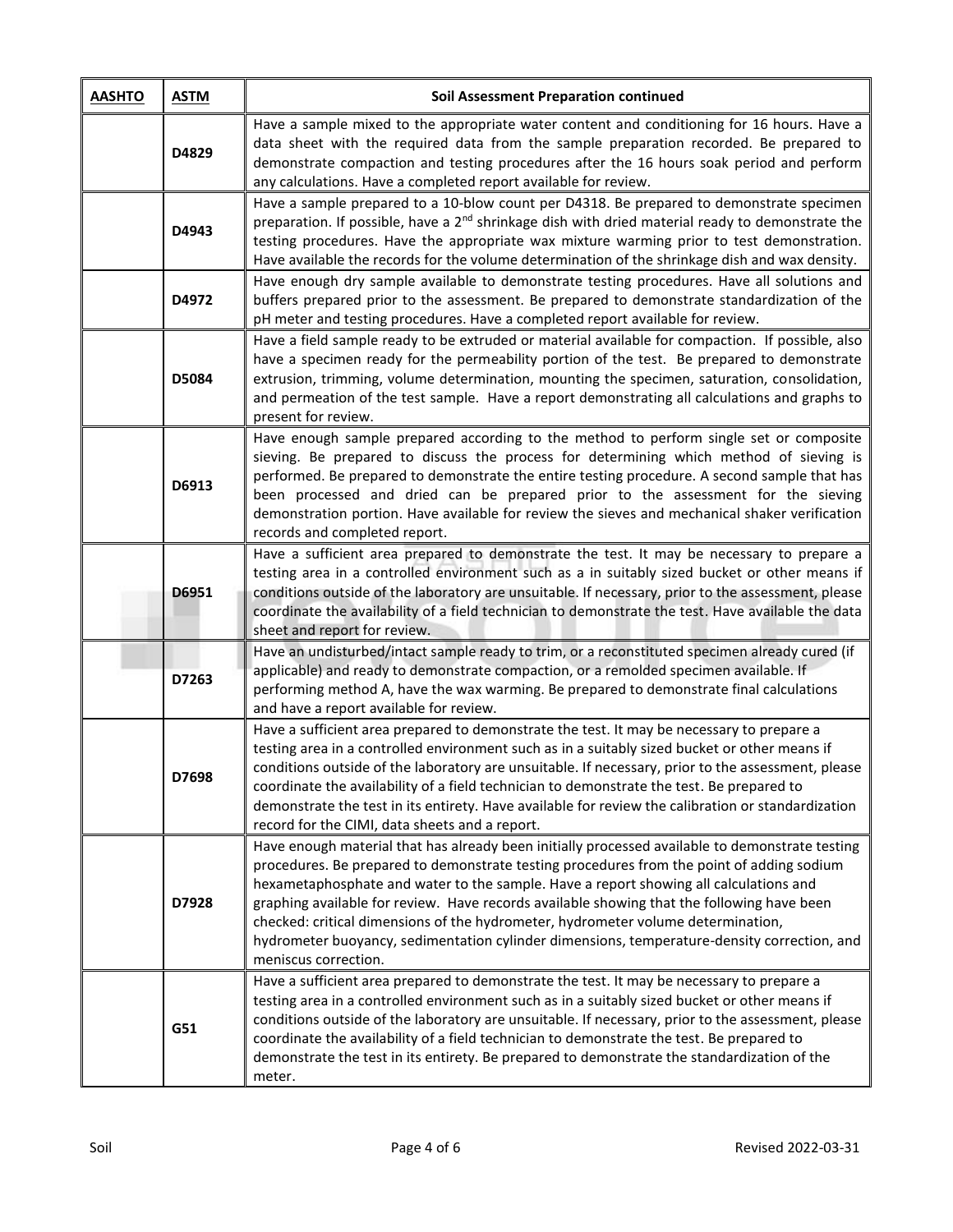| AASHTO | ASTM | Soil Assessment Preparation continued |
|---|---|---|
| | D4829 | Have a sample mixed to the appropriate water content and conditioning for 16 hours. Have a data sheet with the required data from the sample preparation recorded. Be prepared to demonstrate compaction and testing procedures after the 16 hours soak period and perform any calculations. Have a completed report available for review. |
| | D4943 | Have a sample prepared to a 10-blow count per D4318. Be prepared to demonstrate specimen preparation. If possible, have a 2nd shrinkage dish with dried material ready to demonstrate the testing procedures. Have the appropriate wax mixture warming prior to test demonstration. Have available the records for the volume determination of the shrinkage dish and wax density. |
| | D4972 | Have enough dry sample available to demonstrate testing procedures. Have all solutions and buffers prepared prior to the assessment. Be prepared to demonstrate standardization of the pH meter and testing procedures. Have a completed report available for review. |
| | D5084 | Have a field sample ready to be extruded or material available for compaction. If possible, also have a specimen ready for the permeability portion of the test. Be prepared to demonstrate extrusion, trimming, volume determination, mounting the specimen, saturation, consolidation, and permeation of the test sample. Have a report demonstrating all calculations and graphs to present for review. |
| | D6913 | Have enough sample prepared according to the method to perform single set or composite sieving. Be prepared to discuss the process for determining which method of sieving is performed. Be prepared to demonstrate the entire testing procedure. A second sample that has been processed and dried can be prepared prior to the assessment for the sieving demonstration portion. Have available for review the sieves and mechanical shaker verification records and completed report. |
| | D6951 | Have a sufficient area prepared to demonstrate the test. It may be necessary to prepare a testing area in a controlled environment such as a in suitably sized bucket or other means if conditions outside of the laboratory are unsuitable. If necessary, prior to the assessment, please coordinate the availability of a field technician to demonstrate the test. Have available the data sheet and report for review. |
| | D7263 | Have an undisturbed/intact sample ready to trim, or a reconstituted specimen already cured (if applicable) and ready to demonstrate compaction, or a remolded specimen available. If performing method A, have the wax warming. Be prepared to demonstrate final calculations and have a report available for review. |
| | D7698 | Have a sufficient area prepared to demonstrate the test. It may be necessary to prepare a testing area in a controlled environment such as in a suitably sized bucket or other means if conditions outside of the laboratory are unsuitable. If necessary, prior to the assessment, please coordinate the availability of a field technician to demonstrate the test. Be prepared to demonstrate the test in its entirety. Have available for review the calibration or standardization record for the CIMI, data sheets and a report. |
| | D7928 | Have enough material that has already been initially processed available to demonstrate testing procedures. Be prepared to demonstrate testing procedures from the point of adding sodium hexametaphosphate and water to the sample. Have a report showing all calculations and graphing available for review. Have records available showing that the following have been checked: critical dimensions of the hydrometer, hydrometer volume determination, hydrometer buoyancy, sedimentation cylinder dimensions, temperature-density correction, and meniscus correction. |
| | G51 | Have a sufficient area prepared to demonstrate the test. It may be necessary to prepare a testing area in a controlled environment such as in a suitably sized bucket or other means if conditions outside of the laboratory are unsuitable. If necessary, prior to the assessment, please coordinate the availability of a field technician to demonstrate the test. Be prepared to demonstrate the test in its entirety. Be prepared to demonstrate the standardization of the meter. |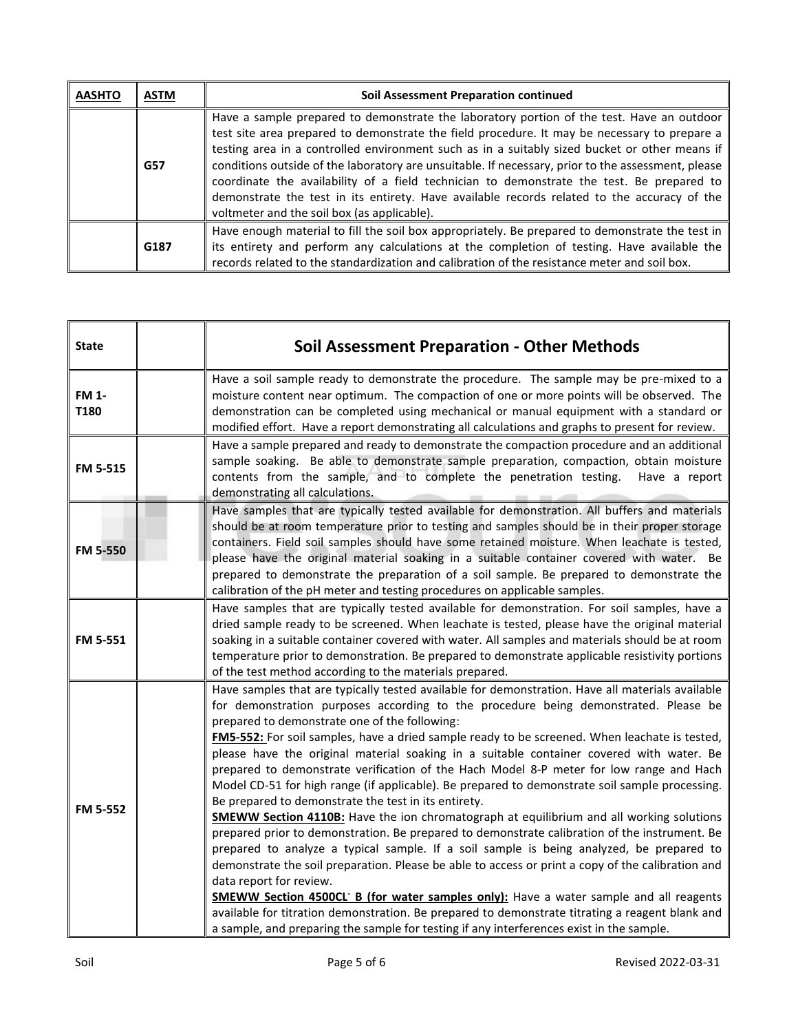| AASHTO | ASTM | Soil Assessment Preparation continued |
|---|---|---|
| | G57 | Have a sample prepared to demonstrate the laboratory portion of the test. Have an outdoor test site area prepared to demonstrate the field procedure. It may be necessary to prepare a testing area in a controlled environment such as in a suitably sized bucket or other means if conditions outside of the laboratory are unsuitable. If necessary, prior to the assessment, please coordinate the availability of a field technician to demonstrate the test. Be prepared to demonstrate the test in its entirety. Have available records related to the accuracy of the voltmeter and the soil box (as applicable). |
| | G187 | Have enough material to fill the soil box appropriately. Be prepared to demonstrate the test in its entirety and perform any calculations at the completion of testing. Have available the records related to the standardization and calibration of the resistance meter and soil box. |

| State | | Soil Assessment Preparation - Other Methods |
|---|---|---|
| FM 1-T180 | | Have a soil sample ready to demonstrate the procedure. The sample may be pre-mixed to a moisture content near optimum. The compaction of one or more points will be observed. The demonstration can be completed using mechanical or manual equipment with a standard or modified effort. Have a report demonstrating all calculations and graphs to present for review. |
| FM 5-515 | | Have a sample prepared and ready to demonstrate the compaction procedure and an additional sample soaking. Be able to demonstrate sample preparation, compaction, obtain moisture contents from the sample, and to complete the penetration testing. Have a report demonstrating all calculations. |
| FM 5-550 | | Have samples that are typically tested available for demonstration. All buffers and materials should be at room temperature prior to testing and samples should be in their proper storage containers. Field soil samples should have some retained moisture. When leachate is tested, please have the original material soaking in a suitable container covered with water. Be prepared to demonstrate the preparation of a soil sample. Be prepared to demonstrate the calibration of the pH meter and testing procedures on applicable samples. |
| FM 5-551 | | Have samples that are typically tested available for demonstration. For soil samples, have a dried sample ready to be screened. When leachate is tested, please have the original material soaking in a suitable container covered with water. All samples and materials should be at room temperature prior to demonstration. Be prepared to demonstrate applicable resistivity portions of the test method according to the materials prepared. |
| FM 5-552 | | Have samples that are typically tested available for demonstration. Have all materials available for demonstration purposes according to the procedure being demonstrated. Please be prepared to demonstrate one of the following:<br>**FM5-552:** For soil samples, have a dried sample ready to be screened. When leachate is tested, please have the original material soaking in a suitable container covered with water. Be prepared to demonstrate verification of the Hach Model 8-P meter for low range and Hach Model CD-51 for high range (if applicable). Be prepared to demonstrate soil sample processing. Be prepared to demonstrate the test in its entirety.<br>**SMEWW Section 4110B:** Have the ion chromatograph at equilibrium and all working solutions prepared prior to demonstration. Be prepared to demonstrate calibration of the instrument. Be prepared to analyze a typical sample. If a soil sample is being analyzed, be prepared to demonstrate the soil preparation. Please be able to access or print a copy of the calibration and data report for review.<br>**SMEWW Section 4500CL$^-$ B (for water samples only):** Have a water sample and all reagents available for titration demonstration. Be prepared to demonstrate titrating a reagent blank and a sample, and preparing the sample for testing if any interferences exist in the sample. |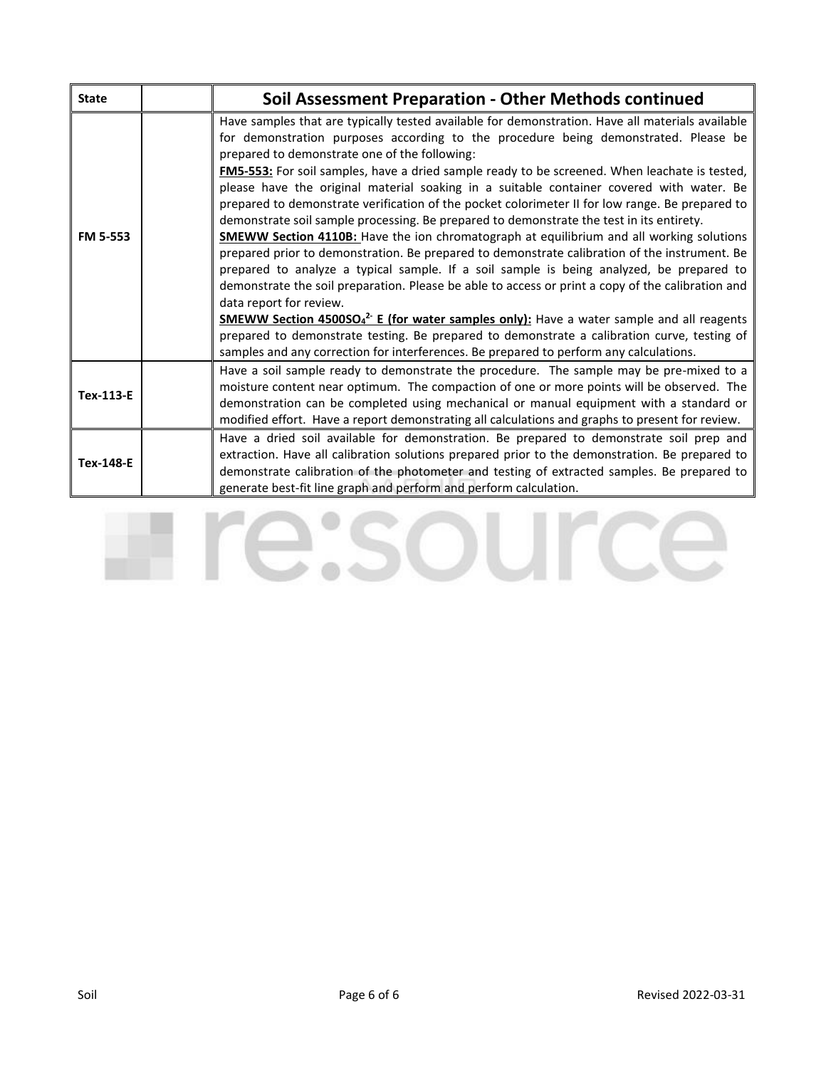| State | | Soil Assessment Preparation - Other Methods continued |
|---|---|---|
| **FM 5-553** | | Have samples that are typically tested available for demonstration. Have all materials available for demonstration purposes according to the procedure being demonstrated. Please be prepared to demonstrate one of the following:<br>**FM5-553:** For soil samples, have a dried sample ready to be screened. When leachate is tested, please have the original material soaking in a suitable container covered with water. Be prepared to demonstrate verification of the pocket colorimeter II for low range. Be prepared to demonstrate soil sample processing. Be prepared to demonstrate the test in its entirety.<br>**SMEWW Section 4110B:** Have the ion chromatograph at equilibrium and all working solutions prepared prior to demonstration. Be prepared to demonstrate calibration of the instrument. Be prepared to analyze a typical sample. If a soil sample is being analyzed, be prepared to demonstrate the soil preparation. Please be able to access or print a copy of the calibration and data report for review.<br>**SMEWW Section 4500$SO_4^{2-}$ E (for water samples only):** Have a water sample and all reagents prepared to demonstrate testing. Be prepared to demonstrate a calibration curve, testing of samples and any correction for interferences. Be prepared to perform any calculations. |
| **Tex-113-E** | | Have a soil sample ready to demonstrate the procedure. The sample may be pre-mixed to a moisture content near optimum. The compaction of one or more points will be observed. The demonstration can be completed using mechanical or manual equipment with a standard or modified effort. Have a report demonstrating all calculations and graphs to present for review. |
| **Tex-148-E** | | Have a dried soil available for demonstration. Be prepared to demonstrate soil prep and extraction. Have all calibration solutions prepared prior to the demonstration. Be prepared to demonstrate calibration of the photometer and testing of extracted samples. Be prepared to generate best-fit line graph and perform and perform calculation. |